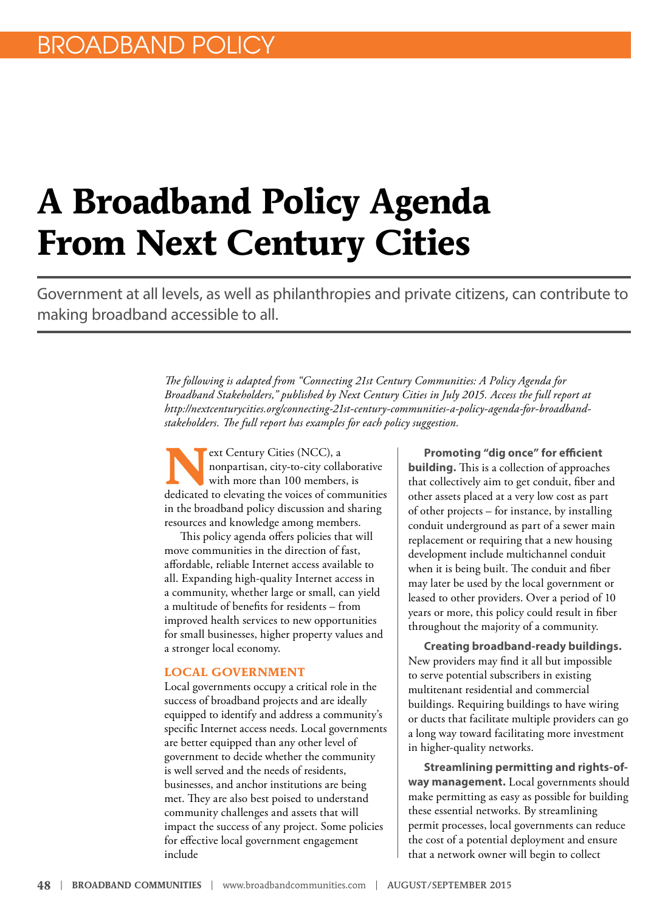BROADBAND POLICY

# A Broadband Policy Agenda From Next Century Cities

Government at all levels, as well as philanthropies and private citizens, can contribute to making broadband accessible to all.

*The following is adapted from "Connecting 21st Century Communities: A Policy Agenda for Broadband Stakeholders," published by Next Century Cities in July 2015. Access the full report at http://nextcenturycities.org/connecting-21st-century-communities-a-policy-agenda-for-broadband-stakeholders. The full report has examples for each policy suggestion.*

Next Century Cities (NCC), a nonpartisan, city-to-city collaborative with more than 100 members, is dedicated to elevating the voices of communities in the broadband policy discussion and sharing resources and knowledge among members.

This policy agenda offers policies that will move communities in the direction of fast, affordable, reliable Internet access available to all. Expanding high-quality Internet access in a community, whether large or small, can yield a multitude of benefits for residents – from improved health services to new opportunities for small businesses, higher property values and a stronger local economy.

## LOCAL GOVERNMENT

Local governments occupy a critical role in the success of broadband projects and are ideally equipped to identify and address a community's specific Internet access needs. Local governments are better equipped than any other level of government to decide whether the community is well served and the needs of residents, businesses, and anchor institutions are being met. They are also best poised to understand community challenges and assets that will impact the success of any project. Some policies for effective local government engagement include

**Promoting "dig once" for efficient building.** This is a collection of approaches that collectively aim to get conduit, fiber and other assets placed at a very low cost as part of other projects – for instance, by installing conduit underground as part of a sewer main replacement or requiring that a new housing development include multichannel conduit when it is being built. The conduit and fiber may later be used by the local government or leased to other providers. Over a period of 10 years or more, this policy could result in fiber throughout the majority of a community.

**Creating broadband-ready buildings.** New providers may find it all but impossible to serve potential subscribers in existing multitenant residential and commercial buildings. Requiring buildings to have wiring or ducts that facilitate multiple providers can go a long way toward facilitating more investment in higher-quality networks.

**Streamlining permitting and rights-of-way management.** Local governments should make permitting as easy as possible for building these essential networks. By streamlining permit processes, local governments can reduce the cost of a potential deployment and ensure that a network owner will begin to collect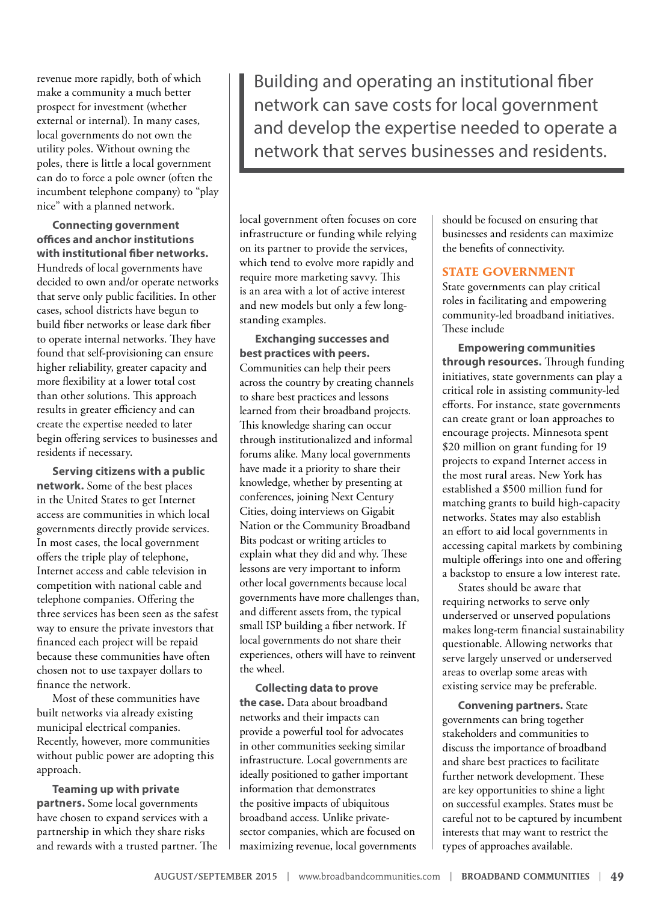revenue more rapidly, both of which make a community a much better prospect for investment (whether external or internal). In many cases, local governments do not own the utility poles. Without owning the poles, there is little a local government can do to force a pole owner (often the incumbent telephone company) to "play nice" with a planned network.

**Connecting government offices and anchor institutions with institutional fiber networks.** Hundreds of local governments have decided to own and/or operate networks that serve only public facilities. In other cases, school districts have begun to build fiber networks or lease dark fiber to operate internal networks. They have found that self-provisioning can ensure higher reliability, greater capacity and more flexibility at a lower total cost than other solutions. This approach results in greater efficiency and can create the expertise needed to later begin offering services to businesses and residents if necessary.

**Serving citizens with a public network.** Some of the best places in the United States to get Internet access are communities in which local governments directly provide services. In most cases, the local government offers the triple play of telephone, Internet access and cable television in competition with national cable and telephone companies. Offering the three services has been seen as the safest way to ensure the private investors that financed each project will be repaid because these communities have often chosen not to use taxpayer dollars to finance the network.

Most of these communities have built networks via already existing municipal electrical companies. Recently, however, more communities without public power are adopting this approach.

**Teaming up with private partners.** Some local governments have chosen to expand services with a partnership in which they share risks and rewards with a trusted partner. The local government often focuses on core infrastructure or funding while relying on its partner to provide the services, which tend to evolve more rapidly and require more marketing savvy. This is an area with a lot of active interest and new models but only a few long-standing examples.

> Building and operating an institutional fiber network can save costs for local government and develop the expertise needed to operate a network that serves businesses and residents.

**Exchanging successes and best practices with peers.** Communities can help their peers across the country by creating channels to share best practices and lessons learned from their broadband projects. This knowledge sharing can occur through institutionalized and informal forums alike. Many local governments have made it a priority to share their knowledge, whether by presenting at conferences, joining Next Century Cities, doing interviews on Gigabit Nation or the Community Broadband Bits podcast or writing articles to explain what they did and why. These lessons are very important to inform other local governments because local governments have more challenges than, and different assets from, the typical small ISP building a fiber network. If local governments do not share their experiences, others will have to reinvent the wheel.

**Collecting data to prove the case.** Data about broadband networks and their impacts can provide a powerful tool for advocates in other communities seeking similar infrastructure. Local governments are ideally positioned to gather important information that demonstrates the positive impacts of ubiquitous broadband access. Unlike private-sector companies, which are focused on maximizing revenue, local governments should be focused on ensuring that businesses and residents can maximize the benefits of connectivity.

## STATE GOVERNMENT

State governments can play critical roles in facilitating and empowering community-led broadband initiatives. These include

**Empowering communities through resources.** Through funding initiatives, state governments can play a critical role in assisting community-led efforts. For instance, state governments can create grant or loan approaches to encourage projects. Minnesota spent $20 million on grant funding for 19 projects to expand Internet access in the most rural areas. New York has established a $500 million fund for matching grants to build high-capacity networks. States may also establish an effort to aid local governments in accessing capital markets by combining multiple offerings into one and offering a backstop to ensure a low interest rate.

States should be aware that requiring networks to serve only underserved or unserved populations makes long-term financial sustainability questionable. Allowing networks that serve largely unserved or underserved areas to overlap some areas with existing service may be preferable.

**Convening partners.** State governments can bring together stakeholders and communities to discuss the importance of broadband and share best practices to facilitate further network development. These are key opportunities to shine a light on successful examples. States must be careful not to be captured by incumbent interests that may want to restrict the types of approaches available.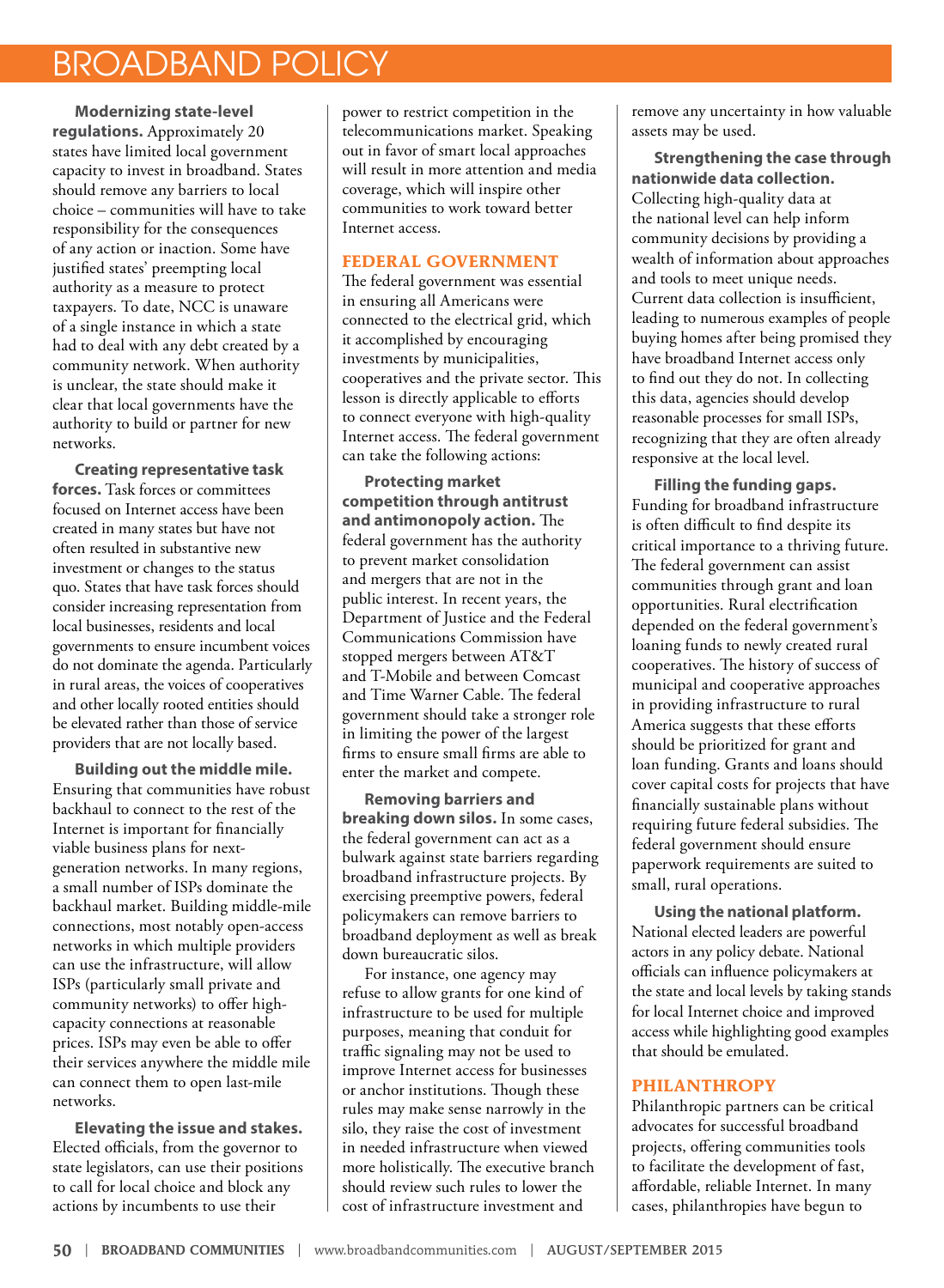# BROADBAND POLICY

**Modernizing state-level regulations.** Approximately 20 states have limited local government capacity to invest in broadband. States should remove any barriers to local choice – communities will have to take responsibility for the consequences of any action or inaction. Some have justified states' preempting local authority as a measure to protect taxpayers. To date, NCC is unaware of a single instance in which a state had to deal with any debt created by a community network. When authority is unclear, the state should make it clear that local governments have the authority to build or partner for new networks.

**Creating representative task forces.** Task forces or committees focused on Internet access have been created in many states but have not often resulted in substantive new investment or changes to the status quo. States that have task forces should consider increasing representation from local businesses, residents and local governments to ensure incumbent voices do not dominate the agenda. Particularly in rural areas, the voices of cooperatives and other locally rooted entities should be elevated rather than those of service providers that are not locally based.

**Building out the middle mile.** Ensuring that communities have robust backhaul to connect to the rest of the Internet is important for financially viable business plans for next-generation networks. In many regions, a small number of ISPs dominate the backhaul market. Building middle-mile connections, most notably open-access networks in which multiple providers can use the infrastructure, will allow ISPs (particularly small private and community networks) to offer high-capacity connections at reasonable prices. ISPs may even be able to offer their services anywhere the middle mile can connect them to open last-mile networks.

**Elevating the issue and stakes.** Elected officials, from the governor to state legislators, can use their positions to call for local choice and block any actions by incumbents to use their power to restrict competition in the telecommunications market. Speaking out in favor of smart local approaches will result in more attention and media coverage, which will inspire other communities to work toward better Internet access.

## FEDERAL GOVERNMENT

The federal government was essential in ensuring all Americans were connected to the electrical grid, which it accomplished by encouraging investments by municipalities, cooperatives and the private sector. This lesson is directly applicable to efforts to connect everyone with high-quality Internet access. The federal government can take the following actions:

**Protecting market competition through antitrust and antimonopoly action.** The federal government has the authority to prevent market consolidation and mergers that are not in the public interest. In recent years, the Department of Justice and the Federal Communications Commission have stopped mergers between AT&T and T-Mobile and between Comcast and Time Warner Cable. The federal government should take a stronger role in limiting the power of the largest firms to ensure small firms are able to enter the market and compete.

**Removing barriers and breaking down silos.** In some cases, the federal government can act as a bulwark against state barriers regarding broadband infrastructure projects. By exercising preemptive powers, federal policymakers can remove barriers to broadband deployment as well as break down bureaucratic silos.

For instance, one agency may refuse to allow grants for one kind of infrastructure to be used for multiple purposes, meaning that conduit for traffic signaling may not be used to improve Internet access for businesses or anchor institutions. Though these rules may make sense narrowly in the silo, they raise the cost of investment in needed infrastructure when viewed more holistically. The executive branch should review such rules to lower the cost of infrastructure investment and remove any uncertainty in how valuable assets may be used.

**Strengthening the case through nationwide data collection.** Collecting high-quality data at the national level can help inform community decisions by providing a wealth of information about approaches and tools to meet unique needs. Current data collection is insufficient, leading to numerous examples of people buying homes after being promised they have broadband Internet access only to find out they do not. In collecting this data, agencies should develop reasonable processes for small ISPs, recognizing that they are often already responsive at the local level.

**Filling the funding gaps.** Funding for broadband infrastructure is often difficult to find despite its critical importance to a thriving future. The federal government can assist communities through grant and loan opportunities. Rural electrification depended on the federal government's loaning funds to newly created rural cooperatives. The history of success of municipal and cooperative approaches in providing infrastructure to rural America suggests that these efforts should be prioritized for grant and loan funding. Grants and loans should cover capital costs for projects that have financially sustainable plans without requiring future federal subsidies. The federal government should ensure paperwork requirements are suited to small, rural operations.

**Using the national platform.** National elected leaders are powerful actors in any policy debate. National officials can influence policymakers at the state and local levels by taking stands for local Internet choice and improved access while highlighting good examples that should be emulated.

## PHILANTHROPY

Philanthropic partners can be critical advocates for successful broadband projects, offering communities tools to facilitate the development of fast, affordable, reliable Internet. In many cases, philanthropies have begun to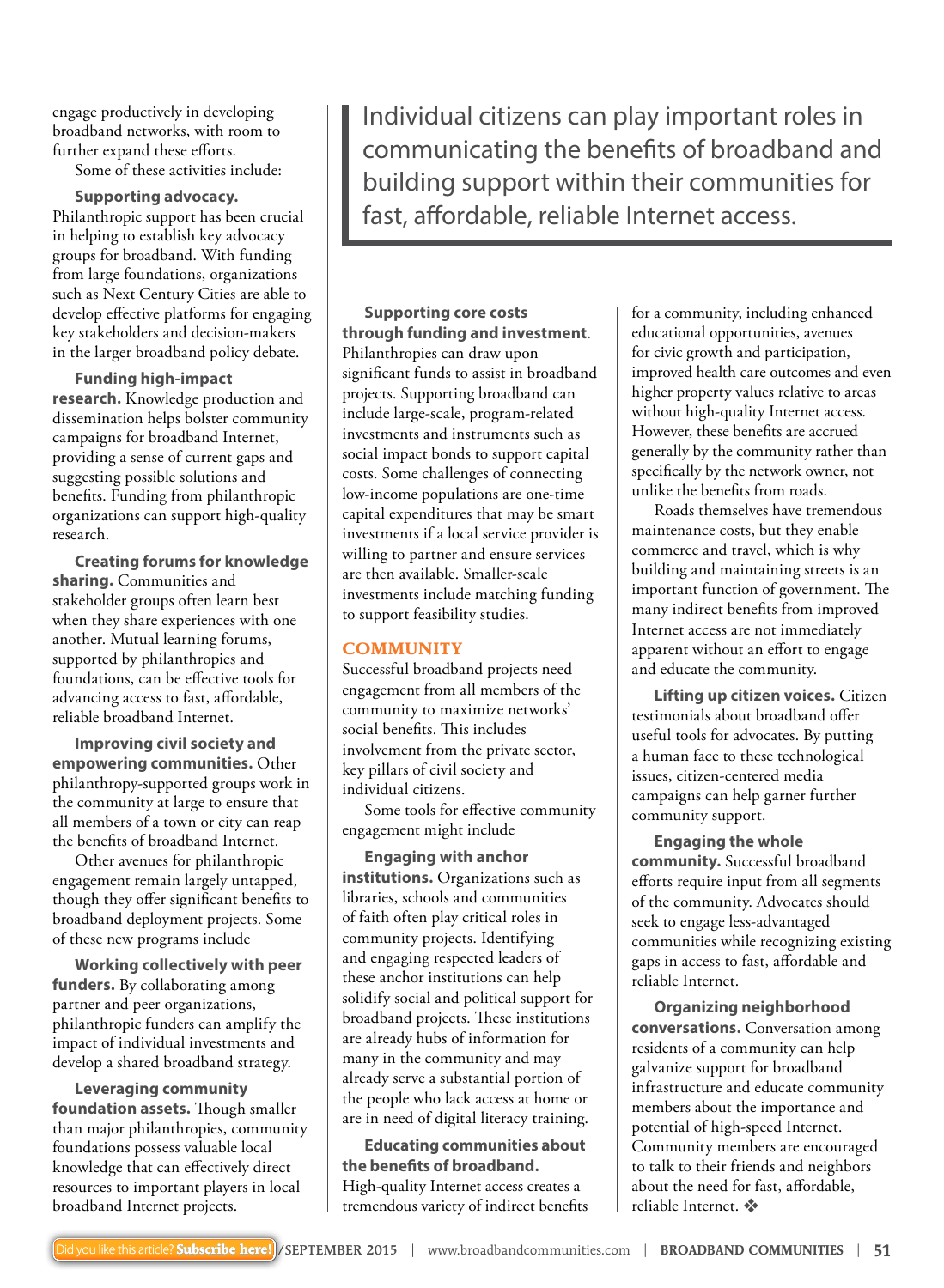engage productively in developing broadband networks, with room to further expand these efforts.

Some of these activities include:

**Supporting advocacy.** Philanthropic support has been crucial in helping to establish key advocacy groups for broadband. With funding from large foundations, organizations such as Next Century Cities are able to develop effective platforms for engaging key stakeholders and decision-makers in the larger broadband policy debate.

**Funding high-impact research.** Knowledge production and dissemination helps bolster community campaigns for broadband Internet, providing a sense of current gaps and suggesting possible solutions and benefits. Funding from philanthropic organizations can support high-quality research.

**Creating forums for knowledge sharing.** Communities and stakeholder groups often learn best when they share experiences with one another. Mutual learning forums, supported by philanthropies and foundations, can be effective tools for advancing access to fast, affordable, reliable broadband Internet.

**Improving civil society and empowering communities.** Other philanthropy-supported groups work in the community at large to ensure that all members of a town or city can reap the benefits of broadband Internet.

Other avenues for philanthropic engagement remain largely untapped, though they offer significant benefits to broadband deployment projects. Some of these new programs include

**Working collectively with peer funders.** By collaborating among partner and peer organizations, philanthropic funders can amplify the impact of individual investments and develop a shared broadband strategy.

**Leveraging community foundation assets.** Though smaller than major philanthropies, community foundations possess valuable local knowledge that can effectively direct resources to important players in local broadband Internet projects.

> Individual citizens can play important roles in communicating the benefits of broadband and building support within their communities for fast, affordable, reliable Internet access.

**Supporting core costs through funding and investment.** Philanthropies can draw upon significant funds to assist in broadband projects. Supporting broadband can include large-scale, program-related investments and instruments such as social impact bonds to support capital costs. Some challenges of connecting low-income populations are one-time capital expenditures that may be smart investments if a local service provider is willing to partner and ensure services are then available. Smaller-scale investments include matching funding to support feasibility studies.

## COMMUNITY

Successful broadband projects need engagement from all members of the community to maximize networks' social benefits. This includes involvement from the private sector, key pillars of civil society and individual citizens.

Some tools for effective community engagement might include

**Engaging with anchor institutions.** Organizations such as libraries, schools and communities of faith often play critical roles in community projects. Identifying and engaging respected leaders of these anchor institutions can help solidify social and political support for broadband projects. These institutions are already hubs of information for many in the community and may already serve a substantial portion of the people who lack access at home or are in need of digital literacy training.

**Educating communities about the benefits of broadband.** High-quality Internet access creates a tremendous variety of indirect benefits for a community, including enhanced educational opportunities, avenues for civic growth and participation, improved health care outcomes and even higher property values relative to areas without high-quality Internet access. However, these benefits are accrued generally by the community rather than specifically by the network owner, not unlike the benefits from roads.

Roads themselves have tremendous maintenance costs, but they enable commerce and travel, which is why building and maintaining streets is an important function of government. The many indirect benefits from improved Internet access are not immediately apparent without an effort to engage and educate the community.

**Lifting up citizen voices.** Citizen testimonials about broadband offer useful tools for advocates. By putting a human face to these technological issues, citizen-centered media campaigns can help garner further community support.

**Engaging the whole community.** Successful broadband efforts require input from all segments of the community. Advocates should seek to engage less-advantaged communities while recognizing existing gaps in access to fast, affordable and reliable Internet.

**Organizing neighborhood conversations.** Conversation among residents of a community can help galvanize support for broadband infrastructure and educate community members about the importance and potential of high-speed Internet. Community members are encouraged to talk to their friends and neighbors about the need for fast, affordable, reliable Internet. ❖

Did you like this article? **Subscribe here!**